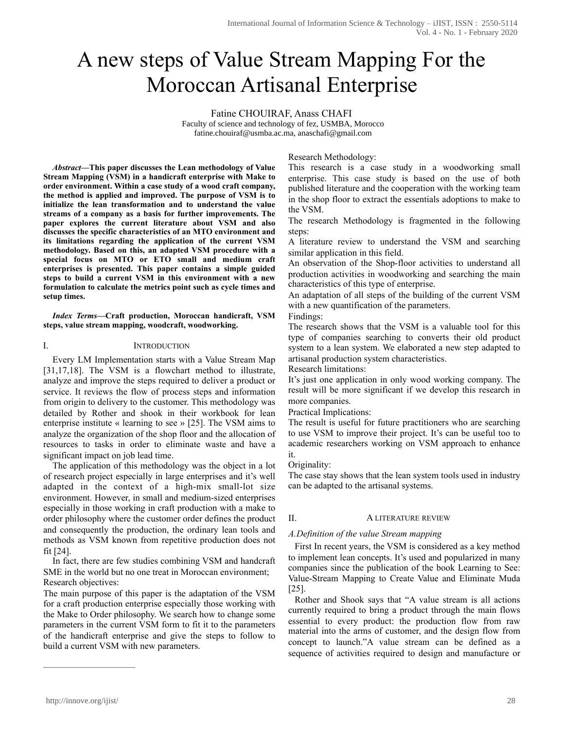# A new steps of Value Stream Mapping For the Moroccan Artisanal Enterprise

Fatine CHOUIRAF, Anass CHAFI
Faculty of science and technology of fez, USMBA, Morocco
fatine.chouiraf@usmba.ac.ma, anaschafi@gmail.com

***Abstract*—This paper discusses the Lean methodology of Value Stream Mapping (VSM) in a handicraft enterprise with Make to order environment. Within a case study of a wood craft company, the method is applied and improved. The purpose of VSM is to initialize the lean transformation and to understand the value streams of a company as a basis for further improvements. The paper explores the current literature about VSM and also discusses the specific characteristics of an MTO environment and its limitations regarding the application of the current VSM methodology. Based on this, an adapted VSM procedure with a special focus on MTO or ETO small and medium craft enterprises is presented. This paper contains a simple guided steps to build a current VSM in this environment with a new formulation to calculate the metrics point such as cycle times and setup times.**

***Index Terms*—Craft production, Moroccan handicraft, VSM steps, value stream mapping, woodcraft, woodworking.**

## I. Introduction

Every LM Implementation starts with a Value Stream Map [31,17,18]. The VSM is a flowchart method to illustrate, analyze and improve the steps required to deliver a product or service. It reviews the flow of process steps and information from origin to delivery to the customer. This methodology was detailed by Rother and shook in their workbook for lean enterprise institute « learning to see » [25]. The VSM aims to analyze the organization of the shop floor and the allocation of resources to tasks in order to eliminate waste and have a significant impact on job lead time.

The application of this methodology was the object in a lot of research project especially in large enterprises and it's well adapted in the context of a high-mix small-lot size environment. However, in small and medium-sized enterprises especially in those working in craft production with a make to order philosophy where the customer order defines the product and consequently the production, the ordinary lean tools and methods as VSM known from repetitive production does not fit [24].

In fact, there are few studies combining VSM and handcraft SME in the world but no one treat in Moroccan environment;

Research objectives:

The main purpose of this paper is the adaptation of the VSM for a craft production enterprise especially those working with the Make to Order philosophy. We search how to change some parameters in the current VSM form to fit it to the parameters of the handicraft enterprise and give the steps to follow to build a current VSM with new parameters.

Research Methodology:

This research is a case study in a woodworking small enterprise. This case study is based on the use of both published literature and the cooperation with the working team in the shop floor to extract the essentials adoptions to make to the VSM.

The research Methodology is fragmented in the following steps:

A literature review to understand the VSM and searching similar application in this field.

An observation of the Shop-floor activities to understand all production activities in woodworking and searching the main characteristics of this type of enterprise.

An adaptation of all steps of the building of the current VSM with a new quantification of the parameters.

Findings:

The research shows that the VSM is a valuable tool for this type of companies searching to converts their old product system to a lean system. We elaborated a new step adapted to artisanal production system characteristics.

Research limitations:

It's just one application in only wood working company. The result will be more significant if we develop this research in more companies.

Practical Implications:

The result is useful for future practitioners who are searching to use VSM to improve their project. It's can be useful too to academic researchers working on VSM approach to enhance it.

Originality:

The case stay shows that the lean system tools used in industry can be adapted to the artisanal systems.

## II. A literature review

### *A.Definition of the value Stream mapping*

First In recent years, the VSM is considered as a key method to implement lean concepts. It's used and popularized in many companies since the publication of the book Learning to See: Value-Stream Mapping to Create Value and Eliminate Muda [25].

Rother and Shook says that "A value stream is all actions currently required to bring a product through the main flows essential to every product: the production flow from raw material into the arms of customer, and the design flow from concept to launch."A value stream can be defined as a sequence of activities required to design and manufacture or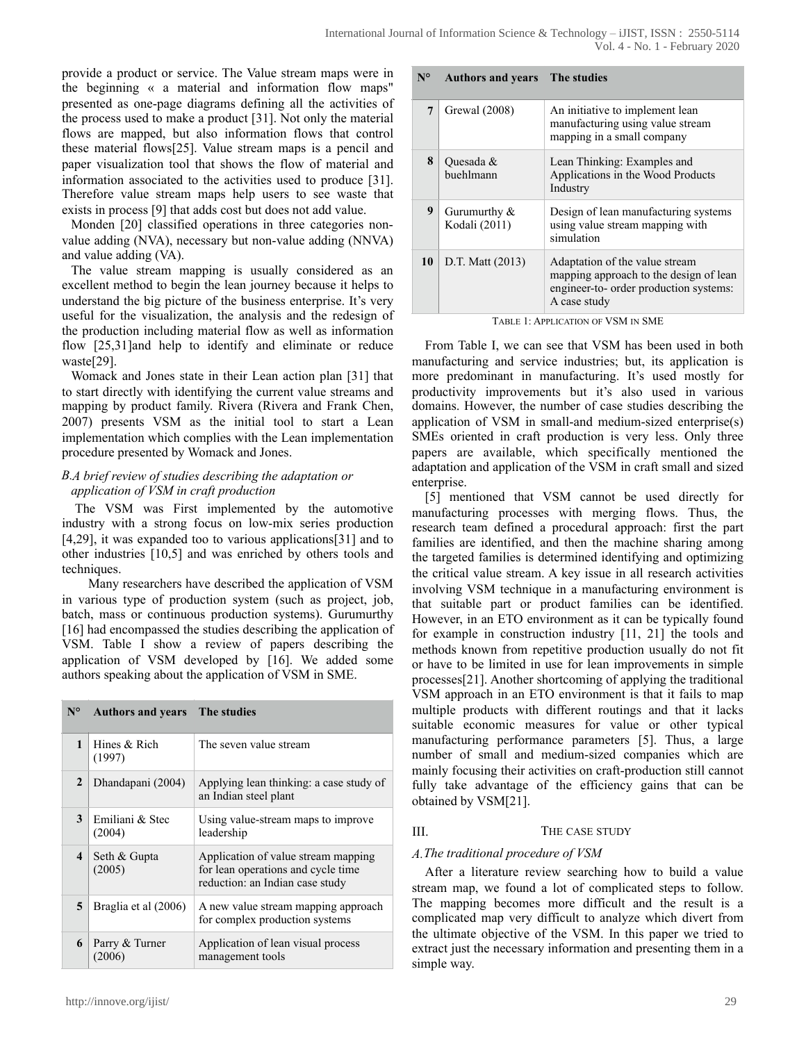provide a product or service. The Value stream maps were in the beginning « a material and information flow maps" presented as one-page diagrams defining all the activities of the process used to make a product [31]. Not only the material flows are mapped, but also information flows that control these material flows[25]. Value stream maps is a pencil and paper visualization tool that shows the flow of material and information associated to the activities used to produce [31]. Therefore value stream maps help users to see waste that exists in process [9] that adds cost but does not add value.

Monden [20] classified operations in three categories non-value adding (NVA), necessary but non-value adding (NNVA) and value adding (VA).

The value stream mapping is usually considered as an excellent method to begin the lean journey because it helps to understand the big picture of the business enterprise. It's very useful for the visualization, the analysis and the redesign of the production including material flow as well as information flow [25,31]and help to identify and eliminate or reduce waste[29].

Womack and Jones state in their Lean action plan [31] that to start directly with identifying the current value streams and mapping by product family. Rivera (Rivera and Frank Chen, 2007) presents VSM as the initial tool to start a Lean implementation which complies with the Lean implementation procedure presented by Womack and Jones.

### *B.A brief review of studies describing the adaptation or application of VSM in craft production*

The VSM was First implemented by the automotive industry with a strong focus on low-mix series production [4,29], it was expanded too to various applications[31] and to other industries [10,5] and was enriched by others tools and techniques.

Many researchers have described the application of VSM in various type of production system (such as project, job, batch, mass or continuous production systems). Gurumurthy [16] had encompassed the studies describing the application of VSM. Table I show a review of papers describing the application of VSM developed by [16]. We added some authors speaking about the application of VSM in SME.

| N° | Authors and years | The studies |
|---|---|---|
| 1 | Hines & Rich (1997) | The seven value stream |
| 2 | Dhandapani (2004) | Applying lean thinking: a case study of an Indian steel plant |
| 3 | Emiliani & Stec (2004) | Using value-stream maps to improve leadership |
| 4 | Seth & Gupta (2005) | Application of value stream mapping for lean operations and cycle time reduction: an Indian case study |
| 5 | Braglia et al (2006) | A new value stream mapping approach for complex production systems |
| 6 | Parry & Turner (2006) | Application of lean visual process management tools |
| 7 | Grewal (2008) | An initiative to implement lean manufacturing using value stream mapping in a small company |
| 8 | Quesada & buehlmann | Lean Thinking: Examples and Applications in the Wood Products Industry |
| 9 | Gurumurthy & Kodali (2011) | Design of lean manufacturing systems using value stream mapping with simulation |
| 10 | D.T. Matt (2013) | Adaptation of the value stream mapping approach to the design of lean engineer-to- order production systems: A case study |

TABLE 1: APPLICATION OF VSM IN SME

From Table I, we can see that VSM has been used in both manufacturing and service industries; but, its application is more predominant in manufacturing. It's used mostly for productivity improvements but it's also used in various domains. However, the number of case studies describing the application of VSM in small-and medium-sized enterprise(s) SMEs oriented in craft production is very less. Only three papers are available, which specifically mentioned the adaptation and application of the VSM in craft small and sized enterprise.

[5] mentioned that VSM cannot be used directly for manufacturing processes with merging flows. Thus, the research team defined a procedural approach: first the part families are identified, and then the machine sharing among the targeted families is determined identifying and optimizing the critical value stream. A key issue in all research activities involving VSM technique in a manufacturing environment is that suitable part or product families can be identified. However, in an ETO environment as it can be typically found for example in construction industry [11, 21] the tools and methods known from repetitive production usually do not fit or have to be limited in use for lean improvements in simple processes[21]. Another shortcoming of applying the traditional VSM approach in an ETO environment is that it fails to map multiple products with different routings and that it lacks suitable economic measures for value or other typical manufacturing performance parameters [5]. Thus, a large number of small and medium-sized companies which are mainly focusing their activities on craft-production still cannot fully take advantage of the efficiency gains that can be obtained by VSM[21].

## III. THE CASE STUDY

### *A.The traditional procedure of VSM*

After a literature review searching how to build a value stream map, we found a lot of complicated steps to follow. The mapping becomes more difficult and the result is a complicated map very difficult to analyze which divert from the ultimate objective of the VSM. In this paper we tried to extract just the necessary information and presenting them in a simple way.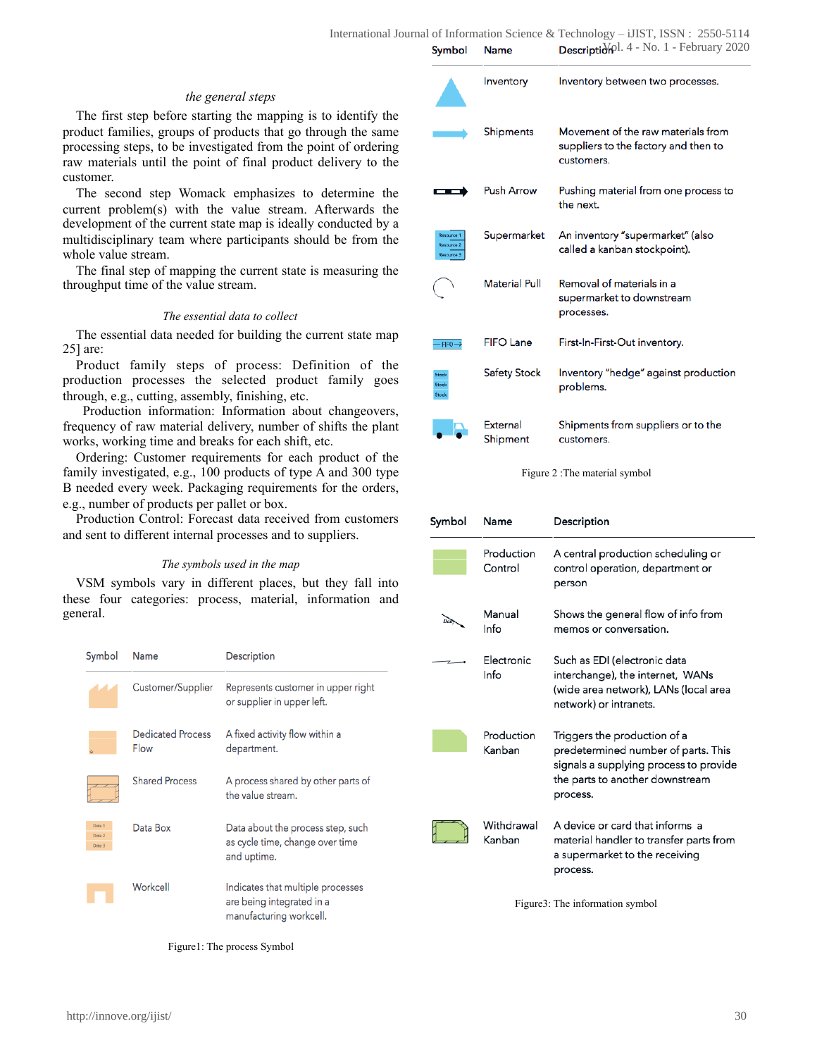*the general steps*

The first step before starting the mapping is to identify the product families, groups of products that go through the same processing steps, to be investigated from the point of ordering raw materials until the point of final product delivery to the customer.

The second step Womack emphasizes to determine the current problem(s) with the value stream. Afterwards the development of the current state map is ideally conducted by a multidisciplinary team where participants should be from the whole value stream.

The final step of mapping the current state is measuring the throughput time of the value stream.

*The essential data to collect*

The essential data needed for building the current state map 25] are:

Product family steps of process: Definition of the production processes the selected product family goes through, e.g., cutting, assembly, finishing, etc.

Production information: Information about changeovers, frequency of raw material delivery, number of shifts the plant works, working time and breaks for each shift, etc.

Ordering: Customer requirements for each product of the family investigated, e.g., 100 products of type A and 300 type B needed every week. Packaging requirements for the orders, e.g., number of products per pallet or box.

Production Control: Forecast data received from customers and sent to different internal processes and to suppliers.

*The symbols used in the map*

VSM symbols vary in different places, but they fall into these four categories: process, material, information and general.

| Symbol | Name | Description |
|---|---|---|
| | Customer/Supplier | Represents customer in upper right or supplier in upper left. |
| | Dedicated Process Flow | A fixed activity flow within a department. |
| | Shared Process | A process shared by other parts of the value stream. |
| Data 1 Data 2 Data 3 | Data Box | Data about the process step, such as cycle time, change over time and uptime. |
| | Workcell | Indicates that multiple processes are being integrated in a manufacturing workcell. |

Figure1: The process Symbol

| Symbol | Name | Description |
|---|---|---|
| | Inventory | Inventory between two processes. |
| | Shipments | Movement of the raw materials from suppliers to the factory and then to customers. |
| | Push Arrow | Pushing material from one process to the next. |
| Resource 1 Resource 2 Resource 3 | Supermarket | An inventory "supermarket" (also called a kanban stockpoint). |
| | Material Pull | Removal of materials in a supermarket to downstream processes. |
| FIFO | FIFO Lane | First-In-First-Out inventory. |
| Stock Stock Stock | Safety Stock | Inventory "hedge" against production problems. |
| | External Shipment | Shipments from suppliers or to the customers. |

Figure 2 :The material symbol

| Symbol | Name | Description |
|---|---|---|
| | Production Control | A central production scheduling or control operation, department or person |
| Daily | Manual Info | Shows the general flow of info from memos or conversation. |
| | Electronic Info | Such as EDI (electronic data interchange), the internet, WANs (wide area network), LANs (local area network) or intranets. |
| | Production Kanban | Triggers the production of a predetermined number of parts. This signals a supplying process to provide the parts to another downstream process. |
| | Withdrawal Kanban | A device or card that informs a material handler to transfer parts from a supermarket to the receiving process. |

Figure3: The information symbol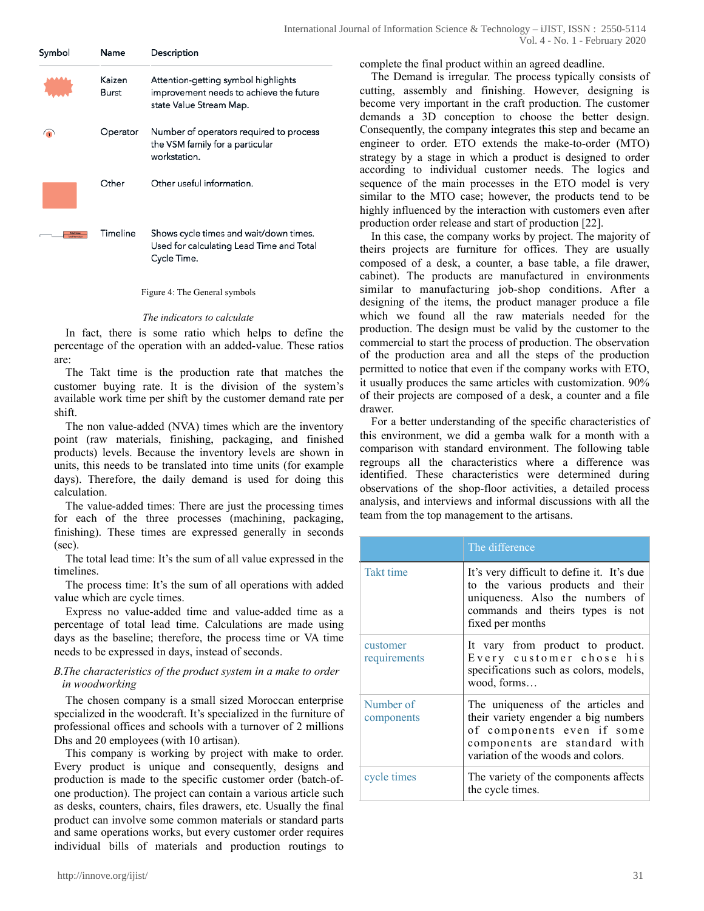| Symbol | Name | Description |
|---|---|---|
| | Kaizen Burst | Attention-getting symbol highlights improvement needs to achieve the future state Value Stream Map. |
| | Operator | Number of operators required to process the VSM family for a particular workstation. |
| | Other | Other useful information. |
| | Timeline | Shows cycle times and wait/down times. Used for calculating Lead Time and Total Cycle Time. |

Figure 4: The General symbols

*The indicators to calculate*

In fact, there is some ratio which helps to define the percentage of the operation with an added-value. These ratios are:

The Takt time is the production rate that matches the customer buying rate. It is the division of the system's available work time per shift by the customer demand rate per shift.

The non value-added (NVA) times which are the inventory point (raw materials, finishing, packaging, and finished products) levels. Because the inventory levels are shown in units, this needs to be translated into time units (for example days). Therefore, the daily demand is used for doing this calculation.

The value-added times: There are just the processing times for each of the three processes (machining, packaging, finishing). These times are expressed generally in seconds (sec).

The total lead time: It's the sum of all value expressed in the timelines.

The process time: It's the sum of all operations with added value which are cycle times.

Express no value-added time and value-added time as a percentage of total lead time. Calculations are made using days as the baseline; therefore, the process time or VA time needs to be expressed in days, instead of seconds.

*B.The characteristics of the product system in a make to order in woodworking*

The chosen company is a small sized Moroccan enterprise specialized in the woodcraft. It's specialized in the furniture of professional offices and schools with a turnover of 2 millions Dhs and 20 employees (with 10 artisan).

This company is working by project with make to order. Every product is unique and consequently, designs and production is made to the specific customer order (batch-of-one production). The project can contain a various article such as desks, counters, chairs, files drawers, etc. Usually the final product can involve some common materials or standard parts and same operations works, but every customer order requires individual bills of materials and production routings to complete the final product within an agreed deadline.

The Demand is irregular. The process typically consists of cutting, assembly and finishing. However, designing is become very important in the craft production. The customer demands a 3D conception to choose the better design. Consequently, the company integrates this step and became an engineer to order. ETO extends the make-to-order (MTO) strategy by a stage in which a product is designed to order according to individual customer needs. The logics and sequence of the main processes in the ETO model is very similar to the MTO case; however, the products tend to be highly influenced by the interaction with customers even after production order release and start of production [22].

In this case, the company works by project. The majority of theirs projects are furniture for offices. They are usually composed of a desk, a counter, a base table, a file drawer, cabinet). The products are manufactured in environments similar to manufacturing job-shop conditions. After a designing of the items, the product manager produce a file which we found all the raw materials needed for the production. The design must be valid by the customer to the commercial to start the process of production. The observation of the production area and all the steps of the production permitted to notice that even if the company works with ETO, it usually produces the same articles with customization. 90% of their projects are composed of a desk, a counter and a file drawer.

For a better understanding of the specific characteristics of this environment, we did a gemba walk for a month with a comparison with standard environment. The following table regroups all the characteristics where a difference was identified. These characteristics were determined during observations of the shop-floor activities, a detailed process analysis, and interviews and informal discussions with all the team from the top management to the artisans.

| | The difference |
|---|---|
| Takt time | It's very difficult to define it. It's due to the various products and their uniqueness. Also the numbers of commands and theirs types is not fixed per months |
| customer requirements | It vary from product to product. Every customer chose his specifications such as colors, models, wood, forms… |
| Number of components | The uniqueness of the articles and their variety engender a big numbers of components even if some components are standard with variation of the woods and colors. |
| cycle times | The variety of the components affects the cycle times. |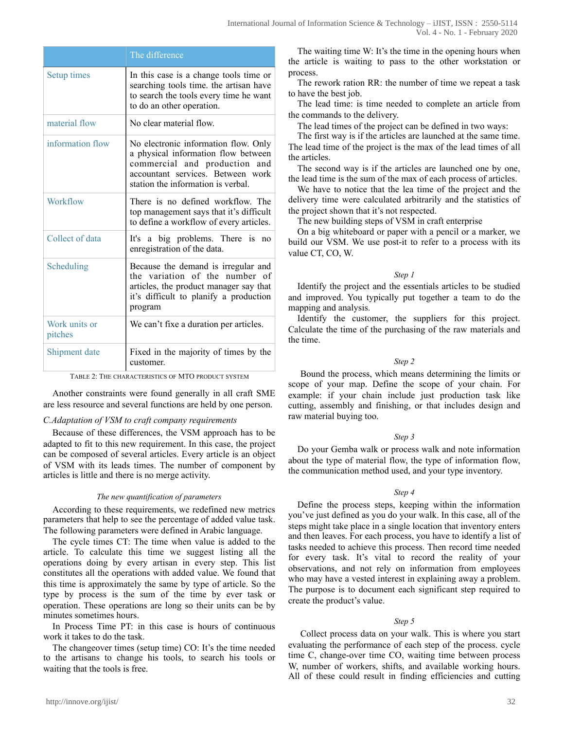|  | The difference |
|---|---|
| Setup times | In this case is a change tools time or searching tools time. the artisan have to search the tools every time he want to do an other operation. |
| material flow | No clear material flow. |
| information flow | No electronic information flow. Only a physical information flow between commercial and production and accountant services. Between work station the information is verbal. |
| Workflow | There is no defined workflow. The top management says that it's difficult to define a workflow of every articles. |
| Collect of data | It's a big problems. There is no enregistration of the data. |
| Scheduling | Because the demand is irregular and the variation of the number of articles, the product manager say that it's difficult to planify a production program |
| Work units or pitches | We can't fixe a duration per articles. |
| Shipment date | Fixed in the majority of times by the customer. |

TABLE 2: THE CHARACTERISTICS OF MTO PRODUCT SYSTEM

Another constraints were found generally in all craft SME are less resource and several functions are held by one person.

### C.Adaptation of VSM to craft company requirements

Because of these differences, the VSM approach has to be adapted to fit to this new requirement. In this case, the project can be composed of several articles. Every article is an object of VSM with its leads times. The number of component by articles is little and there is no merge activity.

#### *The new quantification of parameters*

According to these requirements, we redefined new metrics parameters that help to see the percentage of added value task. The following parameters were defined in Arabic language.

The cycle times CT: The time when value is added to the article. To calculate this time we suggest listing all the operations doing by every artisan in every step. This list constitutes all the operations with added value. We found that this time is approximately the same by type of article. So the type by process is the sum of the time by ever task or operation. These operations are long so their units can be by minutes sometimes hours.

In Process Time PT: in this case is hours of continuous work it takes to do the task.

The changeover times (setup time) CO: It's the time needed to the artisans to change his tools, to search his tools or waiting that the tools is free.

The waiting time W: It's the time in the opening hours when the article is waiting to pass to the other workstation or process.

The rework ration RR: the number of time we repeat a task to have the best job.

The lead time: is time needed to complete an article from the commands to the delivery.

The lead times of the project can be defined in two ways:

The first way is if the articles are launched at the same time. The lead time of the project is the max of the lead times of all the articles.

The second way is if the articles are launched one by one, the lead time is the sum of the max of each process of articles.

We have to notice that the lea time of the project and the delivery time were calculated arbitrarily and the statistics of the project shown that it's not respected.

The new building steps of VSM in craft enterprise

On a big whiteboard or paper with a pencil or a marker, we build our VSM. We use post-it to refer to a process with its value CT, CO, W.

#### *Step 1*

Identify the project and the essentials articles to be studied and improved. You typically put together a team to do the mapping and analysis.

Identify the customer, the suppliers for this project. Calculate the time of the purchasing of the raw materials and the time.

#### *Step 2*

Bound the process, which means determining the limits or scope of your map. Define the scope of your chain. For example: if your chain include just production task like cutting, assembly and finishing, or that includes design and raw material buying too.

#### *Step 3*

Do your Gemba walk or process walk and note information about the type of material flow, the type of information flow, the communication method used, and your type inventory.

#### *Step 4*

Define the process steps, keeping within the information you've just defined as you do your walk. In this case, all of the steps might take place in a single location that inventory enters and then leaves. For each process, you have to identify a list of tasks needed to achieve this process. Then record time needed for every task. It's vital to record the reality of your observations, and not rely on information from employees who may have a vested interest in explaining away a problem. The purpose is to document each significant step required to create the product's value.

#### *Step 5*

Collect process data on your walk. This is where you start evaluating the performance of each step of the process. cycle time C, change-over time CO, waiting time between process W, number of workers, shifts, and available working hours. All of these could result in finding efficiencies and cutting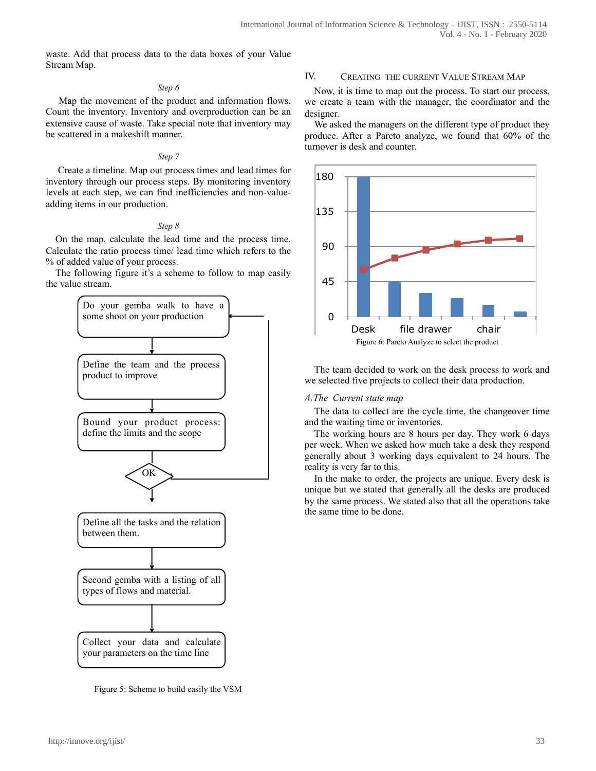waste. Add that process data to the data boxes of your Value Stream Map.

*Step 6*

Map the movement of the product and information flows. Count the inventory. Inventory and overproduction can be an extensive cause of waste. Take special note that inventory may be scattered in a makeshift manner.

*Step 7*

Create a timeline. Map out process times and lead times for inventory through our process steps. By monitoring inventory levels at each step, we can find inefficiencies and non-value-adding items in our production.

*Step 8*

On the map, calculate the lead time and the process time. Calculate the ratio process time/ lead time which refers to the % of added value of your process.

The following figure it's a scheme to follow to map easily the value stream.

Do your gemba walk to have a some shoot on your production

Define the team and the process product to improve

Bound your product process: define the limits and the scope

OK

Define all the tasks and the relation between them.

Second gemba with a listing of all types of flows and material.

Collect your data and calculate your parameters on the time line

Figure 5: Scheme to build easily the VSM

## IV. Creating the current Value Stream Map

Now, it is time to map out the process. To start our process, we create a team with the manager, the coordinator and the designer.

We asked the managers on the different type of product they produce. After a Pareto analyze, we found that 60% of the turnover is desk and counter.

180
135
90
45
0
Desk file drawer chair

Figure 6: Pareto Analyze to select the product

The team decided to work on the desk process to work and we selected five projects to collect their data production.

### *A. The Current state map*

The data to collect are the cycle time, the changeover time and the waiting time or inventories.

The working hours are 8 hours per day. They work 6 days per week. When we asked how much take a desk they respond generally about 3 working days equivalent to 24 hours. The reality is very far to this.

In the make to order, the projects are unique. Every desk is unique but we stated that generally all the desks are produced by the same process. We stated also that all the operations take the same time to be done.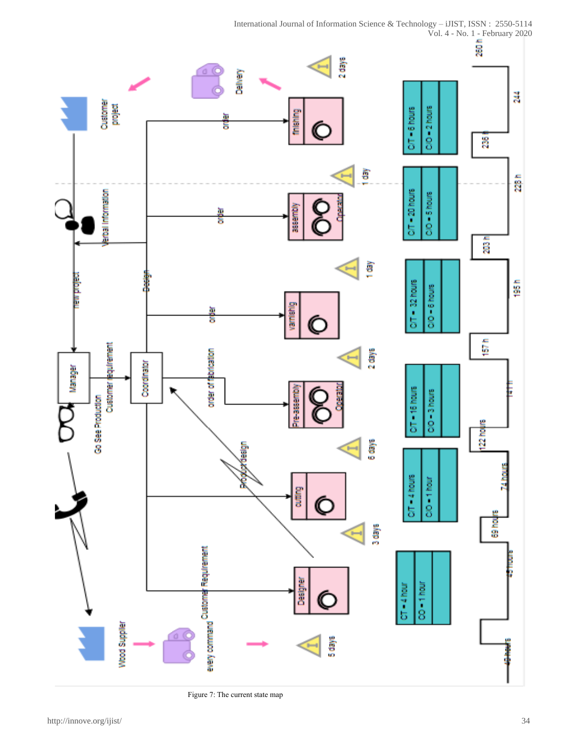Figure 7: The current state map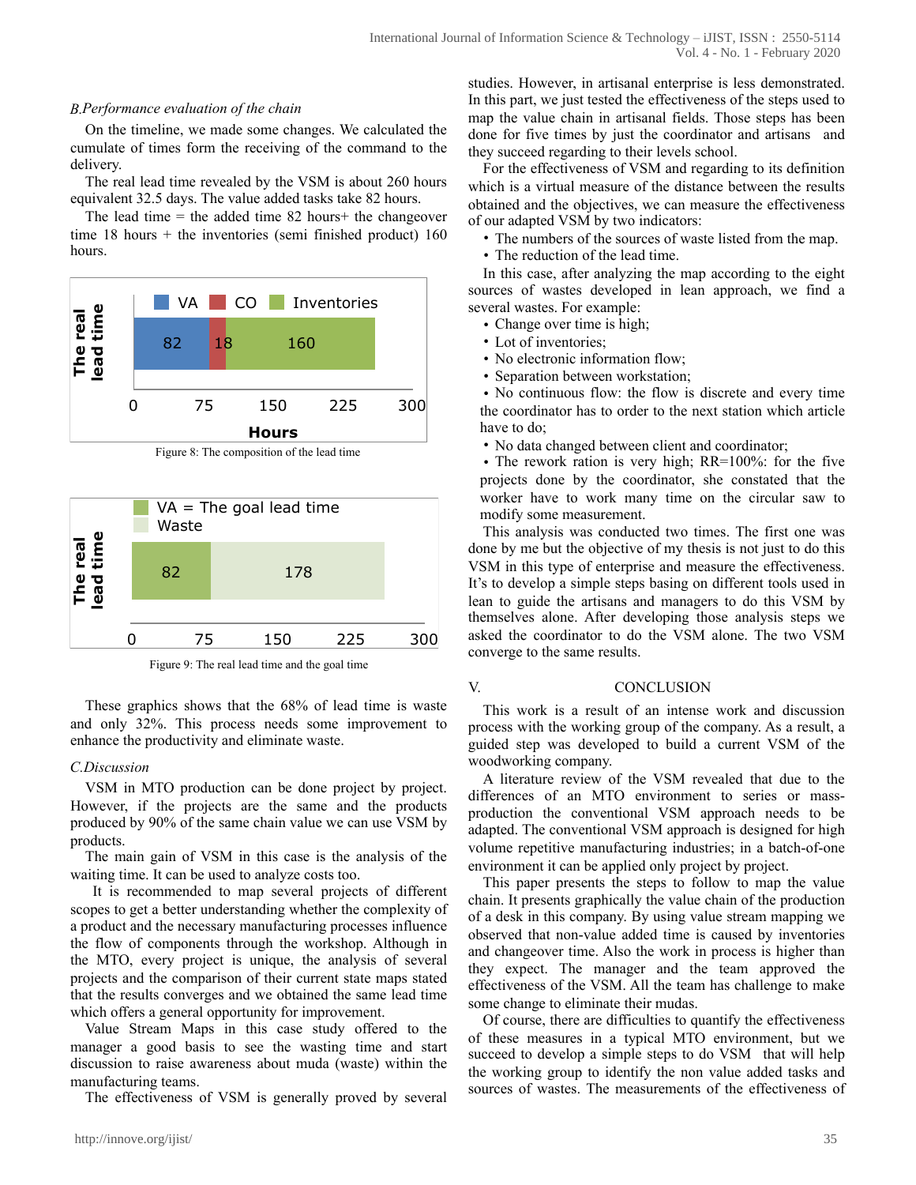### B. Performance evaluation of the chain

On the timeline, we made some changes. We calculated the cumulate of times form the receiving of the command to the delivery.

The real lead time revealed by the VSM is about 260 hours equivalent 32.5 days. The value added tasks take 82 hours.

The lead time = the added time 82 hours+ the changeover time 18 hours + the inventories (semi finished product) 160 hours.

Figure 8: The composition of the lead time

Figure 9: The real lead time and the goal time

These graphics shows that the 68% of lead time is waste and only 32%. This process needs some improvement to enhance the productivity and eliminate waste.

### C. Discussion

VSM in MTO production can be done project by project. However, if the projects are the same and the products produced by 90% of the same chain value we can use VSM by products.

The main gain of VSM in this case is the analysis of the waiting time. It can be used to analyze costs too.

It is recommended to map several projects of different scopes to get a better understanding whether the complexity of a product and the necessary manufacturing processes influence the flow of components through the workshop. Although in the MTO, every project is unique, the analysis of several projects and the comparison of their current state maps stated that the results converges and we obtained the same lead time which offers a general opportunity for improvement.

Value Stream Maps in this case study offered to the manager a good basis to see the wasting time and start discussion to raise awareness about muda (waste) within the manufacturing teams.

The effectiveness of VSM is generally proved by several studies. However, in artisanal enterprise is less demonstrated. In this part, we just tested the effectiveness of the steps used to map the value chain in artisanal fields. Those steps has been done for five times by just the coordinator and artisans and they succeed regarding to their levels school.

For the effectiveness of VSM and regarding to its definition which is a virtual measure of the distance between the results obtained and the objectives, we can measure the effectiveness of our adapted VSM by two indicators:

- The numbers of the sources of waste listed from the map.
- The reduction of the lead time.

In this case, after analyzing the map according to the eight sources of wastes developed in lean approach, we find a several wastes. For example:

- Change over time is high;
- Lot of inventories;
- No electronic information flow;
- Separation between workstation;
- No continuous flow: the flow is discrete and every time the coordinator has to order to the next station which article have to do;
- No data changed between client and coordinator;
- The rework ration is very high; RR=100%: for the five projects done by the coordinator, she constated that the worker have to work many time on the circular saw to modify some measurement.

This analysis was conducted two times. The first one was done by me but the objective of my thesis is not just to do this VSM in this type of enterprise and measure the effectiveness. It's to develop a simple steps basing on different tools used in lean to guide the artisans and managers to do this VSM by themselves alone. After developing those analysis steps we asked the coordinator to do the VSM alone. The two VSM converge to the same results.

## V. CONCLUSION

This work is a result of an intense work and discussion process with the working group of the company. As a result, a guided step was developed to build a current VSM of the woodworking company.

A literature review of the VSM revealed that due to the differences of an MTO environment to series or mass-production the conventional VSM approach needs to be adapted. The conventional VSM approach is designed for high volume repetitive manufacturing industries; in a batch-of-one environment it can be applied only project by project.

This paper presents the steps to follow to map the value chain. It presents graphically the value chain of the production of a desk in this company. By using value stream mapping we observed that non-value added time is caused by inventories and changeover time. Also the work in process is higher than they expect. The manager and the team approved the effectiveness of the VSM. All the team has challenge to make some change to eliminate their mudas.

Of course, there are difficulties to quantify the effectiveness of these measures in a typical MTO environment, but we succeed to develop a simple steps to do VSM that will help the working group to identify the non value added tasks and sources of wastes. The measurements of the effectiveness of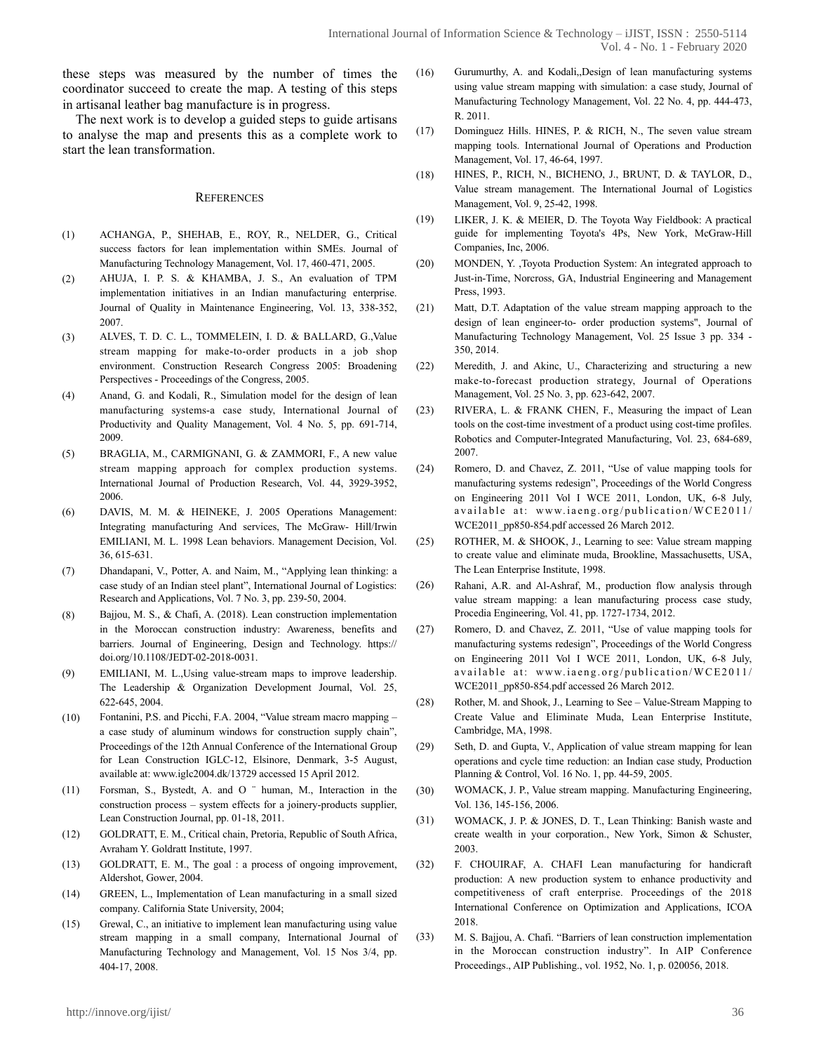these steps was measured by the number of times the coordinator succeed to create the map. A testing of this steps in artisanal leather bag manufacture is in progress.

The next work is to develop a guided steps to guide artisans to analyse the map and presents this as a complete work to start the lean transformation.

## References

(1) ACHANGA, P., SHEHAB, E., ROY, R., NELDER, G., Critical success factors for lean implementation within SMEs. Journal of Manufacturing Technology Management, Vol. 17, 460-471, 2005.

(2) AHUJA, I. P. S. & KHAMBA, J. S., An evaluation of TPM implementation initiatives in an Indian manufacturing enterprise. Journal of Quality in Maintenance Engineering, Vol. 13, 338-352, 2007.

(3) ALVES, T. D. C. L., TOMMELEIN, I. D. & BALLARD, G.,Value stream mapping for make-to-order products in a job shop environment. Construction Research Congress 2005: Broadening Perspectives - Proceedings of the Congress, 2005.

(4) Anand, G. and Kodali, R., Simulation model for the design of lean manufacturing systems-a case study, International Journal of Productivity and Quality Management, Vol. 4 No. 5, pp. 691-714, 2009.

(5) BRAGLIA, M., CARMIGNANI, G. & ZAMMORI, F., A new value stream mapping approach for complex production systems. International Journal of Production Research, Vol. 44, 3929-3952, 2006.

(6) DAVIS, M. M. & HEINEKE, J. 2005 Operations Management: Integrating manufacturing And services, The McGraw- Hill/Irwin EMILIANI, M. L. 1998 Lean behaviors. Management Decision, Vol. 36, 615-631.

(7) Dhandapani, V., Potter, A. and Naim, M., "Applying lean thinking: a case study of an Indian steel plant", International Journal of Logistics: Research and Applications, Vol. 7 No. 3, pp. 239-50, 2004.

(8) Bajjou, M. S., & Chafi, A. (2018). Lean construction implementation in the Moroccan construction industry: Awareness, benefits and barriers. Journal of Engineering, Design and Technology. https://doi.org/10.1108/JEDT-02-2018-0031.

(9) EMILIANI, M. L.,Using value-stream maps to improve leadership. The Leadership & Organization Development Journal, Vol. 25, 622-645, 2004.

(10) Fontanini, P.S. and Picchi, F.A. 2004, "Value stream macro mapping – a case study of aluminum windows for construction supply chain", Proceedings of the 12th Annual Conference of the International Group for Lean Construction IGLC-12, Elsinore, Denmark, 3-5 August, available at: www.iglc2004.dk/13729 accessed 15 April 2012.

(11) Forsman, S., Bystedt, A. and O ̈ human, M., Interaction in the construction process – system effects for a joinery-products supplier, Lean Construction Journal, pp. 01-18, 2011.

(12) GOLDRATT, E. M., Critical chain, Pretoria, Republic of South Africa, Avraham Y. Goldratt Institute, 1997.

(13) GOLDRATT, E. M., The goal : a process of ongoing improvement, Aldershot, Gower, 2004.

(14) GREEN, L., Implementation of Lean manufacturing in a small sized company. California State University, 2004;

(15) Grewal, C., an initiative to implement lean manufacturing using value stream mapping in a small company, International Journal of Manufacturing Technology and Management, Vol. 15 Nos 3/4, pp. 404-17, 2008.

(16) Gurumurthy, A. and Kodali,,Design of lean manufacturing systems using value stream mapping with simulation: a case study, Journal of Manufacturing Technology Management, Vol. 22 No. 4, pp. 444-473, R. 2011.

(17) Dominguez Hills. HINES, P. & RICH, N., The seven value stream mapping tools. International Journal of Operations and Production Management, Vol. 17, 46-64, 1997.

(18) HINES, P., RICH, N., BICHENO, J., BRUNT, D. & TAYLOR, D., Value stream management. The International Journal of Logistics Management, Vol. 9, 25-42, 1998.

(19) LIKER, J. K. & MEIER, D. The Toyota Way Fieldbook: A practical guide for implementing Toyota's 4Ps, New York, McGraw-Hill Companies, Inc, 2006.

(20) MONDEN, Y. ,Toyota Production System: An integrated approach to Just-in-Time, Norcross, GA, Industrial Engineering and Management Press, 1993.

(21) Matt, D.T. Adaptation of the value stream mapping approach to the design of lean engineer-to- order production systems", Journal of Manufacturing Technology Management, Vol. 25 Issue 3 pp. 334 - 350, 2014.

(22) Meredith, J. and Akinc, U., Characterizing and structuring a new make-to-forecast production strategy, Journal of Operations Management, Vol. 25 No. 3, pp. 623-642, 2007.

(23) RIVERA, L. & FRANK CHEN, F., Measuring the impact of Lean tools on the cost-time investment of a product using cost-time profiles. Robotics and Computer-Integrated Manufacturing, Vol. 23, 684-689, 2007.

(24) Romero, D. and Chavez, Z. 2011, "Use of value mapping tools for manufacturing systems redesign", Proceedings of the World Congress on Engineering 2011 Vol I WCE 2011, London, UK, 6-8 July, available at: www.iaeng.org/publication/WCE2011/WCE2011_pp850-854.pdf accessed 26 March 2012.

(25) ROTHER, M. & SHOOK, J., Learning to see: Value stream mapping to create value and eliminate muda, Brookline, Massachusetts, USA, The Lean Enterprise Institute, 1998.

(26) Rahani, A.R. and Al-Ashraf, M., production flow analysis through value stream mapping: a lean manufacturing process case study, Procedia Engineering, Vol. 41, pp. 1727-1734, 2012.

(27) Romero, D. and Chavez, Z. 2011, "Use of value mapping tools for manufacturing systems redesign", Proceedings of the World Congress on Engineering 2011 Vol I WCE 2011, London, UK, 6-8 July, available at: www.iaeng.org/publication/WCE2011/WCE2011_pp850-854.pdf accessed 26 March 2012.

(28) Rother, M. and Shook, J., Learning to See – Value-Stream Mapping to Create Value and Eliminate Muda, Lean Enterprise Institute, Cambridge, MA, 1998.

(29) Seth, D. and Gupta, V., Application of value stream mapping for lean operations and cycle time reduction: an Indian case study, Production Planning & Control, Vol. 16 No. 1, pp. 44-59, 2005.

(30) WOMACK, J. P., Value stream mapping. Manufacturing Engineering, Vol. 136, 145-156, 2006.

(31) WOMACK, J. P. & JONES, D. T., Lean Thinking: Banish waste and create wealth in your corporation., New York, Simon & Schuster, 2003.

(32) F. CHOUIRAF, A. CHAFI Lean manufacturing for handicraft production: A new production system to enhance productivity and competitiveness of craft enterprise. Proceedings of the 2018 International Conference on Optimization and Applications, ICOA 2018.

(33) M. S. Bajjou, A. Chafi. "Barriers of lean construction implementation in the Moroccan construction industry". In AIP Conference Proceedings., AIP Publishing., vol. 1952, No. 1, p. 020056, 2018.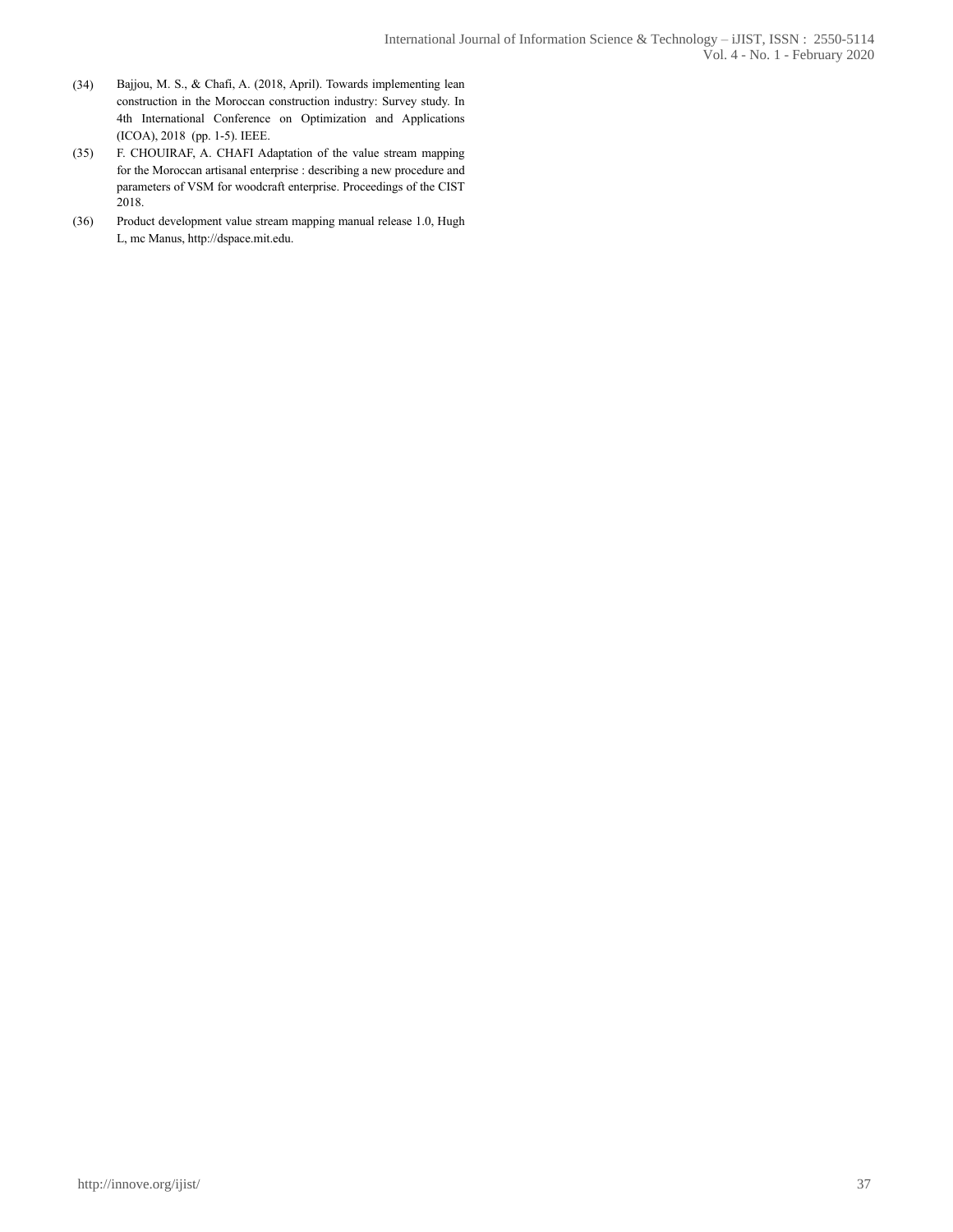(34) Bajjou, M. S., & Chafi, A. (2018, April). Towards implementing lean construction in the Moroccan construction industry: Survey study. In 4th International Conference on Optimization and Applications (ICOA), 2018 (pp. 1-5). IEEE.

(35) F. CHOUIRAF, A. CHAFI Adaptation of the value stream mapping for the Moroccan artisanal enterprise : describing a new procedure and parameters of VSM for woodcraft enterprise. Proceedings of the CIST 2018.

(36) Product development value stream mapping manual release 1.0, Hugh L, mc Manus, http://dspace.mit.edu.